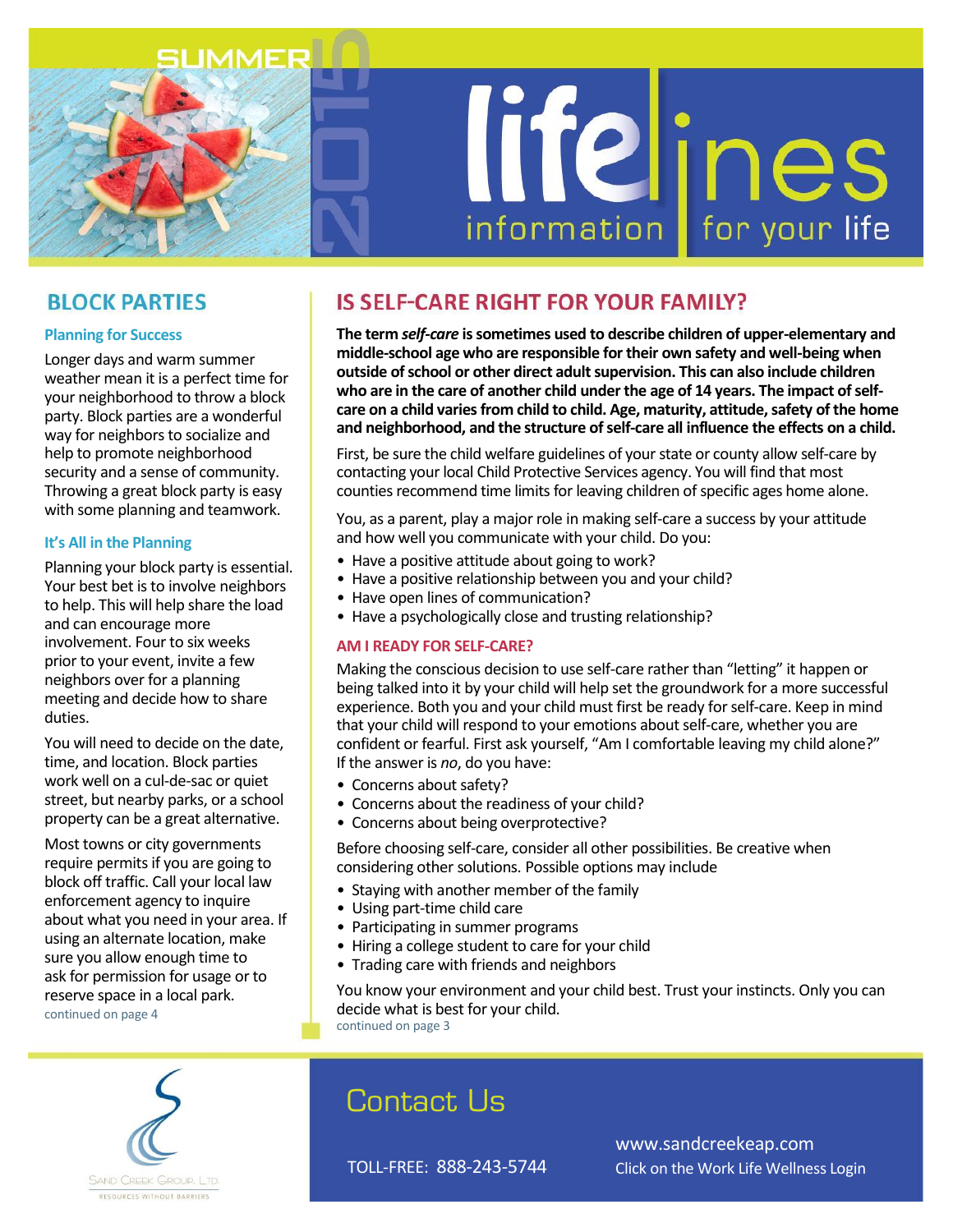SUMMER 2015

# lifelines

information for your life

## BLOCK PARTIES

### Planning for Success

Longer days and warm summer weather mean it is a perfect time for your neighborhood to throw a block party. Block parties are a wonderful way for neighbors to socialize and help to promote neighborhood security and a sense of community. Throwing a great block party is easy with some planning and teamwork.

### It's All in the Planning

Planning your block party is essential. Your best bet is to involve neighbors to help. This will help share the load and can encourage more involvement. Four to six weeks prior to your event, invite a few neighbors over for a planning meeting and decide how to share duties.

You will need to decide on the date, time, and location. Block parties work well on a cul-de-sac or quiet street, but nearby parks, or a school property can be a great alternative.

Most towns or city governments require permits if you are going to block off traffic. Call your local law enforcement agency to inquire about what you need in your area. If using an alternate location, make sure you allow enough time to ask for permission for usage or to reserve space in a local park.

continued on page 4

## IS SELF-CARE RIGHT FOR YOUR FAMILY?

**The term *self-care* is sometimes used to describe children of upper-elementary and middle-school age who are responsible for their own safety and well-being when outside of school or other direct adult supervision. This can also include children who are in the care of another child under the age of 14 years. The impact of self-care on a child varies from child to child. Age, maturity, attitude, safety of the home and neighborhood, and the structure of self-care all influence the effects on a child.**

First, be sure the child welfare guidelines of your state or county allow self-care by contacting your local Child Protective Services agency. You will find that most counties recommend time limits for leaving children of specific ages home alone.

You, as a parent, play a major role in making self-care a success by your attitude and how well you communicate with your child. Do you:

- Have a positive attitude about going to work?
- Have a positive relationship between you and your child?
- Have open lines of communication?
- Have a psychologically close and trusting relationship?

### AM I READY FOR SELF-CARE?

Making the conscious decision to use self-care rather than "letting" it happen or being talked into it by your child will help set the groundwork for a more successful experience. Both you and your child must first be ready for self-care. Keep in mind that your child will respond to your emotions about self-care, whether you are confident or fearful. First ask yourself, "Am I comfortable leaving my child alone?" If the answer is *no*, do you have:

- Concerns about safety?
- Concerns about the readiness of your child?
- Concerns about being overprotective?

Before choosing self-care, consider all other possibilities. Be creative when considering other solutions. Possible options may include

- Staying with another member of the family
- Using part-time child care
- Participating in summer programs
- Hiring a college student to care for your child
- Trading care with friends and neighbors

You know your environment and your child best. Trust your instincts. Only you can decide what is best for your child.

continued on page 3

Sand Creek Group, Ltd.
Resources Without Barriers

## Contact Us

TOLL-FREE: 888-243-5744

www.sandcreekeap.com
Click on the Work Life Wellness Login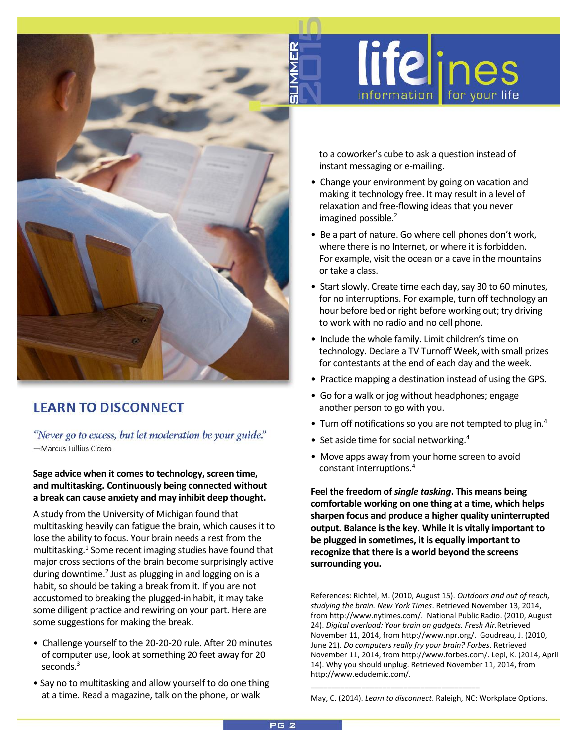## LEARN TO DISCONNECT

*"Never go to excess, but let moderation be your guide."*
—Marcus Tullius Cicero

**Sage advice when it comes to technology, screen time, and multitasking. Continuously being connected without a break can cause anxiety and may inhibit deep thought.**

A study from the University of Michigan found that multitasking heavily can fatigue the brain, which causes it to lose the ability to focus. Your brain needs a rest from the multitasking.[1] Some recent imaging studies have found that major cross sections of the brain become surprisingly active during downtime.[2] Just as plugging in and logging on is a habit, so should be taking a break from it. If you are not accustomed to breaking the plugged-in habit, it may take some diligent practice and rewiring on your part. Here are some suggestions for making the break.

- Challenge yourself to the 20-20-20 rule. After 20 minutes of computer use, look at something 20 feet away for 20 seconds.[3]
- Say no to multitasking and allow yourself to do one thing at a time. Read a magazine, talk on the phone, or walk to a coworker's cube to ask a question instead of instant messaging or e-mailing.
- Change your environment by going on vacation and making it technology free. It may result in a level of relaxation and free-flowing ideas that you never imagined possible.[2]
- Be a part of nature. Go where cell phones don't work, where there is no Internet, or where it is forbidden. For example, visit the ocean or a cave in the mountains or take a class.
- Start slowly. Create time each day, say 30 to 60 minutes, for no interruptions. For example, turn off technology an hour before bed or right before working out; try driving to work with no radio and no cell phone.
- Include the whole family. Limit children's time on technology. Declare a TV Turnoff Week, with small prizes for contestants at the end of each day and the week.
- Practice mapping a destination instead of using the GPS.
- Go for a walk or jog without headphones; engage another person to go with you.
- Turn off notifications so you are not tempted to plug in.[4]
- Set aside time for social networking.[4]
- Move apps away from your home screen to avoid constant interruptions.[4]

**Feel the freedom of *single tasking*. This means being comfortable working on one thing at a time, which helps sharpen focus and produce a higher quality uninterrupted output. Balance is the key. While it is vitally important to be plugged in sometimes, it is equally important to recognize that there is a world beyond the screens surrounding you.**

References: Richtel, M. (2010, August 15). *Outdoors and out of reach, studying the brain. New York Times*. Retrieved November 13, 2014, from http://www.nytimes.com/. National Public Radio. (2010, August 24). *Digital overload: Your brain on gadgets. Fresh Air.* Retrieved November 11, 2014, from http://www.npr.org/. Goudreau, J. (2010, June 21). *Do computers really fry your brain? Forbes*. Retrieved November 11, 2014, from http://www.forbes.com/. Lepi, K. (2014, April 14). Why you should unplug. Retrieved November 11, 2014, from http://www.edudemic.com/.

---

May, C. (2014). *Learn to disconnect*. Raleigh, NC: Workplace Options.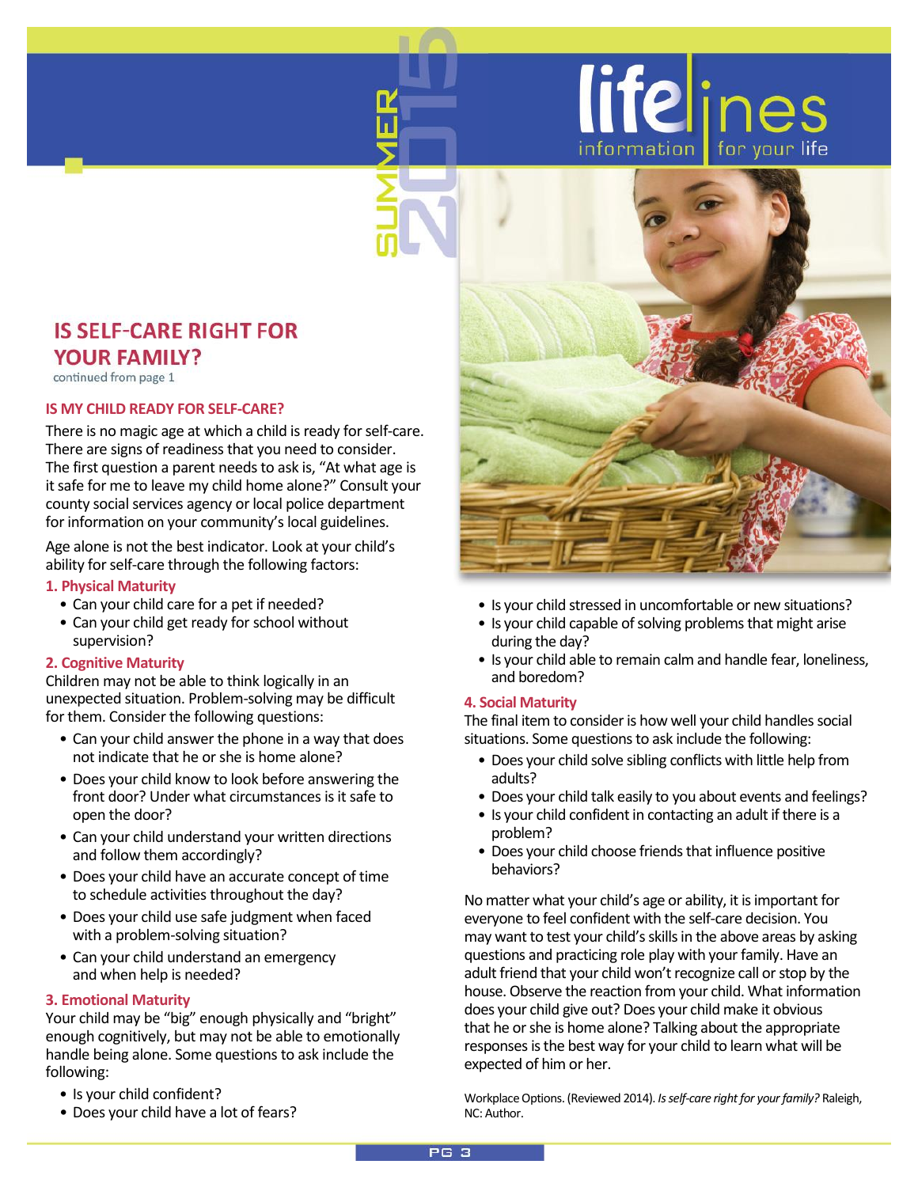## IS SELF-CARE RIGHT FOR YOUR FAMILY?

continued from page 1

### IS MY CHILD READY FOR SELF-CARE?

There is no magic age at which a child is ready for self-care. There are signs of readiness that you need to consider. The first question a parent needs to ask is, "At what age is it safe for me to leave my child home alone?" Consult your county social services agency or local police department for information on your community's local guidelines.

Age alone is not the best indicator. Look at your child's ability for self-care through the following factors:

#### 1. Physical Maturity

- Can your child care for a pet if needed?
- Can your child get ready for school without supervision?

#### 2. Cognitive Maturity

Children may not be able to think logically in an unexpected situation. Problem-solving may be difficult for them. Consider the following questions:

- Can your child answer the phone in a way that does not indicate that he or she is home alone?
- Does your child know to look before answering the front door? Under what circumstances is it safe to open the door?
- Can your child understand your written directions and follow them accordingly?
- Does your child have an accurate concept of time to schedule activities throughout the day?
- Does your child use safe judgment when faced with a problem-solving situation?
- Can your child understand an emergency and when help is needed?

#### 3. Emotional Maturity

Your child may be "big" enough physically and "bright" enough cognitively, but may not be able to emotionally handle being alone. Some questions to ask include the following:

- Is your child confident?
- Does your child have a lot of fears?
- Is your child stressed in uncomfortable or new situations?
- Is your child capable of solving problems that might arise during the day?
- Is your child able to remain calm and handle fear, loneliness, and boredom?

#### 4. Social Maturity

The final item to consider is how well your child handles social situations. Some questions to ask include the following:

- Does your child solve sibling conflicts with little help from adults?
- Does your child talk easily to you about events and feelings?
- Is your child confident in contacting an adult if there is a problem?
- Does your child choose friends that influence positive behaviors?

No matter what your child's age or ability, it is important for everyone to feel confident with the self-care decision. You may want to test your child's skills in the above areas by asking questions and practicing role play with your family. Have an adult friend that your child won't recognize call or stop by the house. Observe the reaction from your child. What information does your child give out? Does your child make it obvious that he or she is home alone? Talking about the appropriate responses is the best way for your child to learn what will be expected of him or her.

Workplace Options. (Reviewed 2014). *Is self-care right for your family?* Raleigh, NC: Author.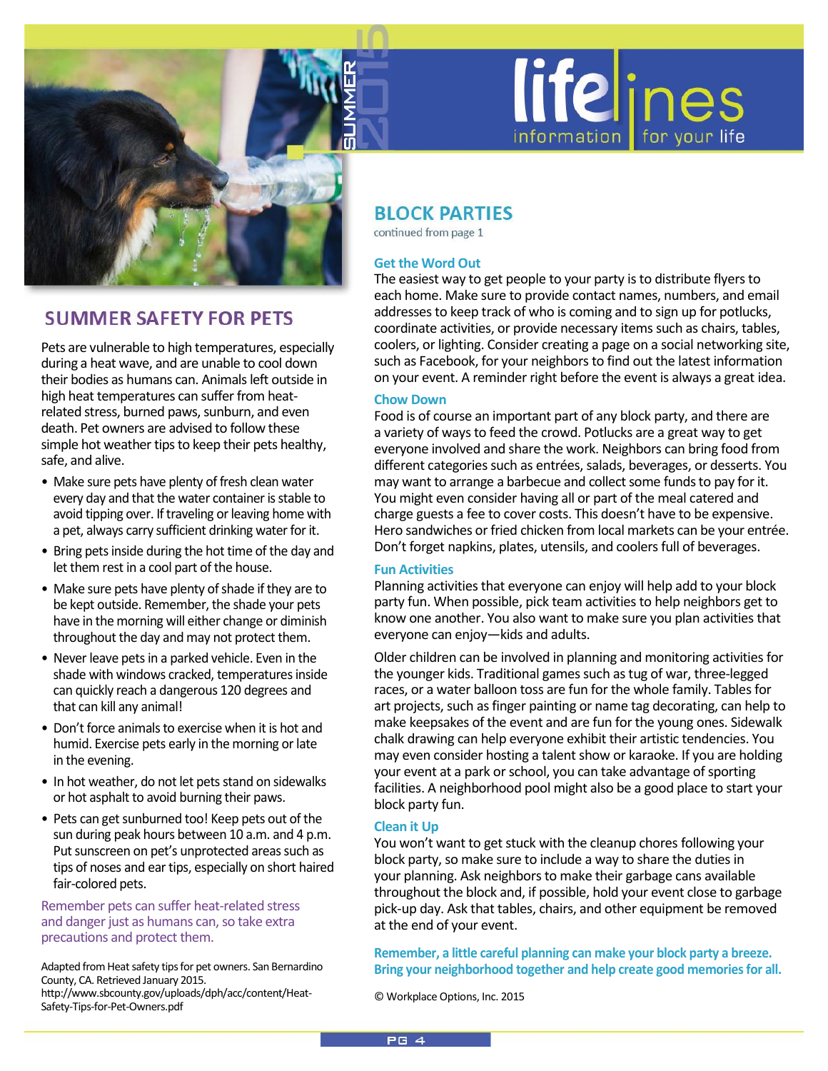SUMMER 2015

lifelines information for your life

## SUMMER SAFETY FOR PETS

Pets are vulnerable to high temperatures, especially during a heat wave, and are unable to cool down their bodies as humans can. Animals left outside in high heat temperatures can suffer from heat-related stress, burned paws, sunburn, and even death. Pet owners are advised to follow these simple hot weather tips to keep their pets healthy, safe, and alive.

- Make sure pets have plenty of fresh clean water every day and that the water container is stable to avoid tipping over. If traveling or leaving home with a pet, always carry sufficient drinking water for it.
- Bring pets inside during the hot time of the day and let them rest in a cool part of the house.
- Make sure pets have plenty of shade if they are to be kept outside. Remember, the shade your pets have in the morning will either change or diminish throughout the day and may not protect them.
- Never leave pets in a parked vehicle. Even in the shade with windows cracked, temperatures inside can quickly reach a dangerous 120 degrees and that can kill any animal!
- Don't force animals to exercise when it is hot and humid. Exercise pets early in the morning or late in the evening.
- In hot weather, do not let pets stand on sidewalks or hot asphalt to avoid burning their paws.
- Pets can get sunburned too! Keep pets out of the sun during peak hours between 10 a.m. and 4 p.m. Put sunscreen on pet's unprotected areas such as tips of noses and ear tips, especially on short haired fair-colored pets.

Remember pets can suffer heat-related stress and danger just as humans can, so take extra precautions and protect them.

Adapted from Heat safety tips for pet owners. San Bernardino County, CA. Retrieved January 2015. http://www.sbcounty.gov/uploads/dph/acc/content/Heat-Safety-Tips-for-Pet-Owners.pdf

## BLOCK PARTIES

continued from page 1

### Get the Word Out

The easiest way to get people to your party is to distribute flyers to each home. Make sure to provide contact names, numbers, and email addresses to keep track of who is coming and to sign up for potlucks, coordinate activities, or provide necessary items such as chairs, tables, coolers, or lighting. Consider creating a page on a social networking site, such as Facebook, for your neighbors to find out the latest information on your event. A reminder right before the event is always a great idea.

### Chow Down

Food is of course an important part of any block party, and there are a variety of ways to feed the crowd. Potlucks are a great way to get everyone involved and share the work. Neighbors can bring food from different categories such as entrées, salads, beverages, or desserts. You may want to arrange a barbecue and collect some funds to pay for it. You might even consider having all or part of the meal catered and charge guests a fee to cover costs. This doesn't have to be expensive. Hero sandwiches or fried chicken from local markets can be your entrée. Don't forget napkins, plates, utensils, and coolers full of beverages.

### Fun Activities

Planning activities that everyone can enjoy will help add to your block party fun. When possible, pick team activities to help neighbors get to know one another. You also want to make sure you plan activities that everyone can enjoy—kids and adults.

Older children can be involved in planning and monitoring activities for the younger kids. Traditional games such as tug of war, three-legged races, or a water balloon toss are fun for the whole family. Tables for art projects, such as finger painting or name tag decorating, can help to make keepsakes of the event and are fun for the young ones. Sidewalk chalk drawing can help everyone exhibit their artistic tendencies. You may even consider hosting a talent show or karaoke. If you are holding your event at a park or school, you can take advantage of sporting facilities. A neighborhood pool might also be a good place to start your block party fun.

### Clean it Up

You won't want to get stuck with the cleanup chores following your block party, so make sure to include a way to share the duties in your planning. Ask neighbors to make their garbage cans available throughout the block and, if possible, hold your event close to garbage pick-up day. Ask that tables, chairs, and other equipment be removed at the end of your event.

**Remember, a little careful planning can make your block party a breeze. Bring your neighborhood together and help create good memories for all.**

© Workplace Options, Inc. 2015